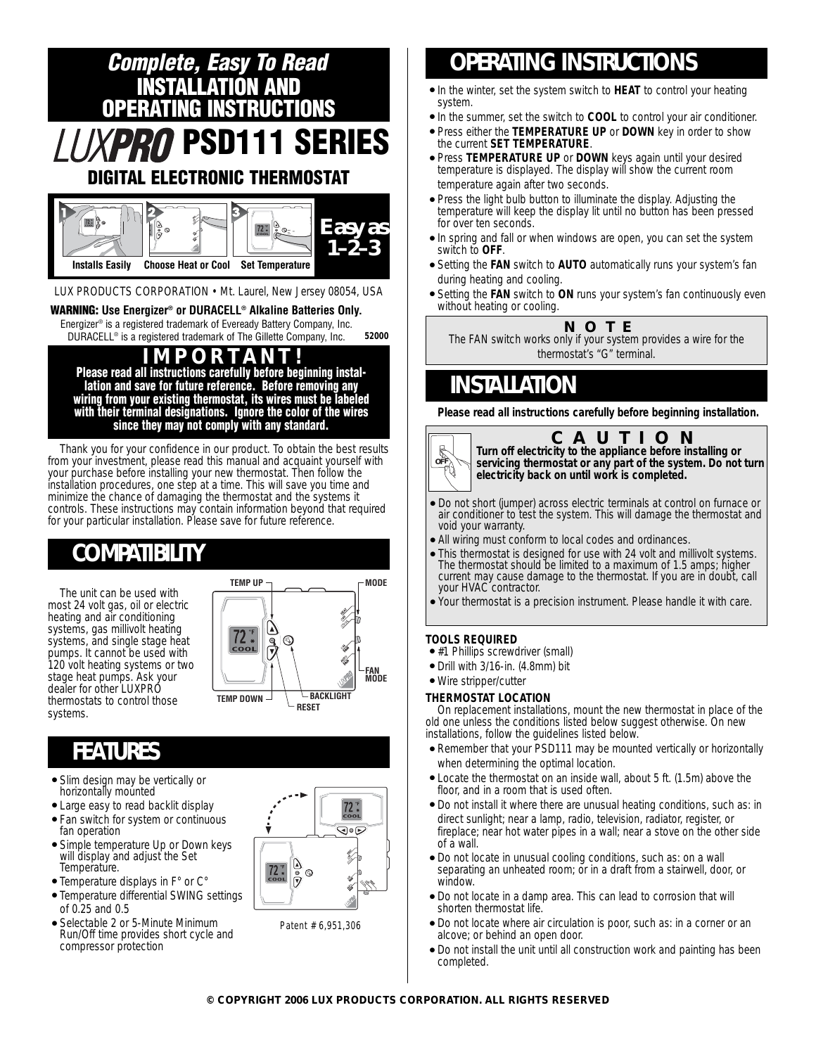# *Complete, Easy To Read* INSTALLATION AND OPERATING INSTRUCTIONS

# LUXPRO PSD111 SERIES

## DIGITAL ELECTRONIC THERMOSTAT

1 Installs Easily 2 Choose Heat or Cool 3 Set Temperature

**Easy as 1–2–3**

LUX PRODUCTS CORPORATION • Mt. Laurel, New Jersey 08054, USA

**WARNING: Use Energizer® or DURACELL® Alkaline Batteries Only.**
Energizer® is a registered trademark of Eveready Battery Company, Inc.
DURACELL® is a registered trademark of The Gillette Company, Inc. **52000**

## IMPORTANT!

**Please read all instructions carefully before beginning installation and save for future reference. Before removing any wiring from your existing thermostat, its wires must be labeled with their terminal designations. Ignore the color of the wires since they may not comply with any standard.**

Thank you for your confidence in our product. To obtain the best results from your investment, please read this manual and acquaint yourself with your purchase before installing your new thermostat. Then follow the installation procedures, one step at a time. This will save you time and minimize the chance of damaging the thermostat and the systems it controls. These instructions may contain information beyond that required for your particular installation. Please save for future reference.

## COMPATIBILITY

The unit can be used with most 24 volt gas, oil or electric heating and air conditioning systems, gas millivolt heating systems, and single stage heat pumps. It cannot be used with 120 volt heating systems or two stage heat pumps. Ask your dealer for other LUXPRO thermostats to control those systems.

TEMP UP, MODE, FAN MODE, BACKLIGHT, RESET, TEMP DOWN

## FEATURES

- Slim design may be vertically or horizontally mounted
- Large easy to read backlit display
- Fan switch for system or continuous fan operation
- Simple temperature Up or Down keys will display and adjust the Set Temperature.
- Temperature displays in F° or C°
- Temperature differential SWING settings of 0.25 and 0.5
- Selectable 2 or 5-Minute Minimum Run/Off time provides short cycle and compressor protection

Patent # 6,951,306

## OPERATING INSTRUCTIONS

- In the winter, set the system switch to **HEAT** to control your heating system.
- In the summer, set the switch to **COOL** to control your air conditioner.
- Press either the **TEMPERATURE UP** or **DOWN** key in order to show the current **SET TEMPERATURE**.
- Press **TEMPERATURE UP** or **DOWN** keys again until your desired temperature is displayed. The display will show the current room temperature again after two seconds.
- Press the light bulb button to illuminate the display. Adjusting the temperature will keep the display lit until no button has been pressed for over ten seconds.
- In spring and fall or when windows are open, you can set the system switch to **OFF**.
- Setting the **FAN** switch to **AUTO** automatically runs your system's fan during heating and cooling.
- Setting the **FAN** switch to **ON** runs your system's fan continuously even without heating or cooling.

**NOTE**

The FAN switch works only if your system provides a wire for the thermostat's "G" terminal.

## INSTALLATION

**Please read all instructions carefully before beginning installation.**

**CAUTION**

**Turn off electricity to the appliance before installing or servicing thermostat or any part of the system. Do not turn electricity back on until work is completed.**

- Do not short (jumper) across electric terminals at control on furnace or air conditioner to test the system. This will damage the thermostat and void your warranty.
- All wiring must conform to local codes and ordinances.
- This thermostat is designed for use with 24 volt and millivolt systems. The thermostat should be limited to a maximum of 1.5 amps; higher current may cause damage to the thermostat. If you are in doubt, call your HVAC contractor.
- Your thermostat is a precision instrument. Please handle it with care.

**TOOLS REQUIRED**

- #1 Phillips screwdriver (small)
- Drill with 3/16-in. (4.8mm) bit
- Wire stripper/cutter

**THERMOSTAT LOCATION**

On replacement installations, mount the new thermostat in place of the old one unless the conditions listed below suggest otherwise. On new installations, follow the guidelines listed below.

- Remember that your PSD111 may be mounted vertically or horizontally when determining the optimal location.
- Locate the thermostat on an inside wall, about 5 ft. (1.5m) above the floor, and in a room that is used often.
- Do not install it where there are unusual heating conditions, such as: in direct sunlight; near a lamp, radio, television, radiator, register, or fireplace; near hot water pipes in a wall; near a stove on the other side of a wall.
- Do not locate in unusual cooling conditions, such as: on a wall separating an unheated room; or in a draft from a stairwell, door, or window.
- Do not locate in a damp area. This can lead to corrosion that will shorten thermostat life.
- Do not locate where air circulation is poor, such as: in a corner or an alcove; or behind an open door.
- Do not install the unit until all construction work and painting has been completed.

© COPYRIGHT 2006 LUX PRODUCTS CORPORATION. ALL RIGHTS RESERVED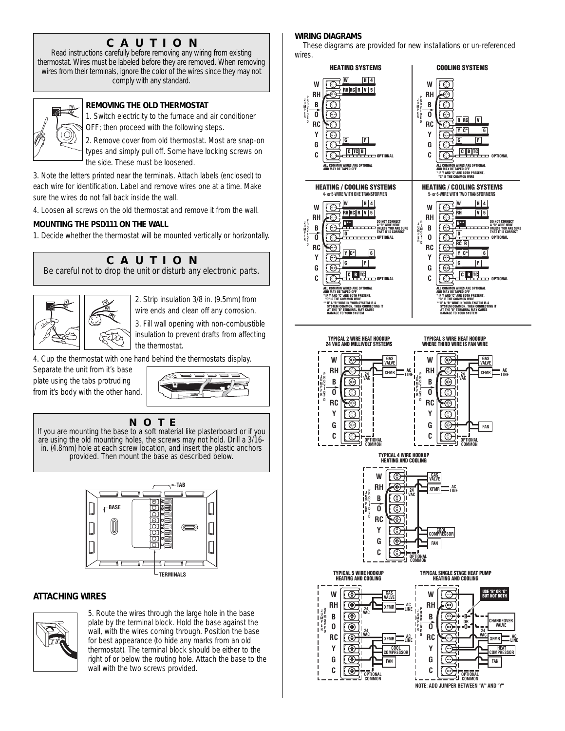## CAUTION

Read instructions carefully before removing any wiring from existing thermostat. Wires must be labeled before they are removed. When removing wires from their terminals, ignore the color of the wires since they may not comply with any standard.

### REMOVING THE OLD THERMOSTAT

1. Switch electricity to the furnace and air conditioner OFF; then proceed with the following steps.
2. Remove cover from old thermostat. Most are snap-on types and simply pull off. Some have locking screws on the side. These must be loosened.
3. Note the letters printed near the terminals. Attach labels (enclosed) to each wire for identification. Label and remove wires one at a time. Make sure the wires do not fall back inside the wall.
4. Loosen all screws on the old thermostat and remove it from the wall.

### MOUNTING THE PSD111 ON THE WALL

1. Decide whether the thermostat will be mounted vertically or horizontally.

## CAUTION

Be careful not to drop the unit or disturb any electronic parts.

2. Strip insulation 3/8 in. (9.5mm) from wire ends and clean off any corrosion.
3. Fill wall opening with non-combustible insulation to prevent drafts from affecting the thermostat.
4. Cup the thermostat with one hand behind the thermostats display. Separate the unit from it's base plate using the tabs protruding from it's body with the other hand.

## NOTE

If you are mounting the base to a soft material like plasterboard or if you are using the old mounting holes, the screws may not hold. Drill a 3/16-in. (4.8mm) hole at each screw location, and insert the plastic anchors provided. Then mount the base as described below.

TAB

BASE

TERMINALS

### ATTACHING WIRES

5. Route the wires through the large hole in the base plate by the terminal block. Hold the base against the wall, with the wires coming through. Position the base for best appearance (to hide any marks from an old thermostat). The terminal block should be either to the right of or below the routing hole. Attach the base to the wall with the two screws provided.

### WIRING DIAGRAMS

These diagrams are provided for new installations or un-referenced wires.

**HEATING SYSTEMS**

W, RH, B, O, RC, Y, G, C (JUMPER PROVIDED)

W | H | 4 — RH | RC | R | V | 5 — G | F — C | TC | B (OPTIONAL)

ALL COMMON WIRES ARE OPTIONAL AND MAY BE TAPED OFF

**COOLING SYSTEMS**

W, RH, B, O, RC, Y, G, C (JUMPER PROVIDED)

R | RC | V — Y | C* | 6 — G | F — C | B | TC (OPTIONAL)

ALL COMMON WIRES ARE OPTIONAL AND MAY BE TAPED OFF
* IF Y AND "C" ARE BOTH PRESENT, "C" IS THE COMMON WIRE

**HEATING / COOLING SYSTEMS**
4- or 5-WIRE WITH ONE TRANSFORMER

W | H | 4 — RH | RC | R | V | 5 — B** (DO NOT CONNECT A "B" WIRE HERE UNLESS YOU ARE SURE THAT IT IS CORRECT) — O (OPTIONAL) — Y | C* | 6 — G | F — C | B | TC (OPTIONAL)

ALL COMMON WIRES ARE OPTIONAL AND MAY BE TAPED OFF
* IF Y AND "C" ARE BOTH PRESENT, "C" IS THE COMMON WIRE
** IF A "B" WIRE IN YOUR SYSTEM IS A SYSTEM COMMON, THEN CONNECTING IT AT THE "B" TERMINAL MAY CAUSE DAMAGE TO YOUR SYSTEM

**HEATING / COOLING SYSTEMS**
5- or 6-WIRE WITH TWO TRANSFORMERS

(JUMPER REMOVED)

W | H | 4 — RH | V | 5 — B** (DO NOT CONNECT A "B" WIRE HERE UNLESS YOU ARE SURE THAT IT IS CORRECT) — O (OPTIONAL) — RC | R — Y | C* | 6 — G | F — C | B | TC (OPTIONAL)

ALL COMMON WIRES ARE OPTIONAL AND MAY BE TAPED OFF
* IF Y AND "C" ARE BOTH PRESENT, "C" IS THE COMMON WIRE
** IF A "B" WIRE IN YOUR SYSTEM IS A SYSTEM COMMON, THEN CONNECTING IT AT THE "B" TERMINAL MAY CAUSE DAMAGE TO YOUR SYSTEM

**TYPICAL 2 WIRE HEAT HOOKUP**
**24 VAC AND MILLIVOLT SYSTEMS**

W, RH, B, O, RC, Y, G, C (JUMPER PROVIDED) — GAS VALVE, XFMR, 24 VAC, AC LINE, OPTIONAL COMMON

**TYPICAL 3 WIRE HEAT HOOKUP**
**WHERE THIRD WIRE IS FAN WIRE**

W, RH, B, O, RC, Y, G, C (JUMPER PROVIDED) — GAS VALVE, XFMR, 24 VAC, AC LINE, FAN, OPTIONAL COMMON

**TYPICAL 4 WIRE HOOKUP**
**HEATING AND COOLING**

W, RH, B, O, RC, Y, G, C (JUMPER PROVIDED) — GAS VALVE, XFMR, 24 VAC, AC LINE, COOL COMPRESSOR, FAN, OPTIONAL COMMON

**TYPICAL 5 WIRE HOOKUP**
**HEATING AND COOLING**

W, RH, B, O, RC, Y, G, C (JUMPER REMOVED) — GAS VALVE, XFMR, 24 VAC, AC LINE, XFMR, 24 VAC, AC LINE, COOL COMPRESSOR, FAN, OPTIONAL COMMON

**TYPICAL SINGLE STAGE HEAT PUMP**
**HEATING AND COOLING**

W, RH, B, O, RC, Y, G, C (JUMPER PROVIDED) — USE "B" OR "O" BUT NOT BOTH — B OR O — CHANGEOVER VALVE, 24 VAC, XFMR, AC LINE, HEAT COMPRESSOR, FAN, OPTIONAL COMMON

NOTE: ADD JUMPER BETWEEN "W" AND "Y"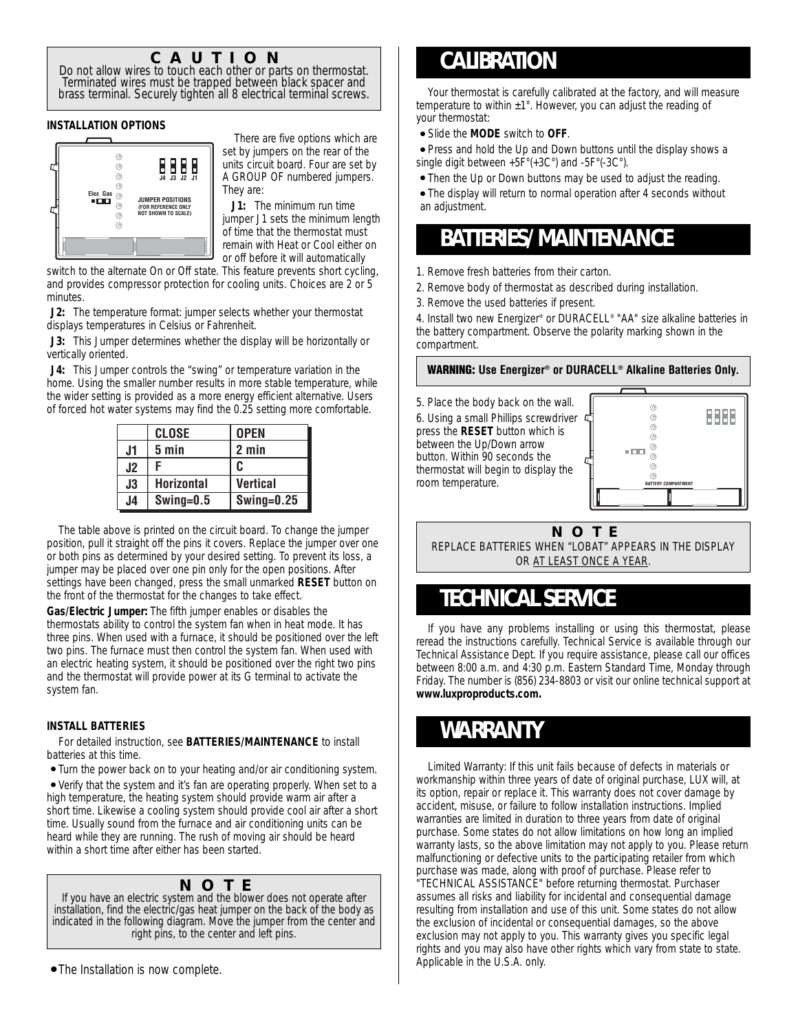## CAUTION

Do not allow wires to touch each other or parts on thermostat. Terminated wires must be trapped between black spacer and brass terminal. Securely tighten all 8 electrical terminal screws.

### INSTALLATION OPTIONS

J4 J3 J2 J1

Elec Gas

JUMPER POSITIONS (FOR REFERENCE ONLY NOT SHOWN TO SCALE)

There are five options which are set by jumpers on the rear of the units circuit board. Four are set by A GROUP OF numbered jumpers. They are:

**J1:** The minimum run time jumper J1 sets the minimum length of time that the thermostat must remain with Heat or Cool either on or off before it will automatically switch to the alternate On or Off state. This feature prevents short cycling, and provides compressor protection for cooling units. Choices are 2 or 5 minutes.

**J2:** The temperature format: jumper selects whether your thermostat displays temperatures in Celsius or Fahrenheit.

**J3:** This Jumper determines whether the display will be horizontally or vertically oriented.

**J4:** This Jumper controls the "swing" or temperature variation in the home. Using the smaller number results in more stable temperature, while the wider setting is provided as a more energy efficient alternative. Users of forced hot water systems may find the 0.25 setting more comfortable.

| | CLOSE | OPEN |
|---|---|---|
| J1 | 5 min | 2 min |
| J2 | F | C |
| J3 | Horizontal | Vertical |
| J4 | Swing=0.5 | Swing=0.25 |

The table above is printed on the circuit board. To change the jumper position, pull it straight off the pins it covers. Replace the jumper over one or both pins as determined by your desired setting. To prevent its loss, a jumper may be placed over one pin only for the open positions. After settings have been changed, press the small unmarked **RESET** button on the front of the thermostat for the changes to take effect.

**Gas/Electric Jumper:** The fifth jumper enables or disables the thermostats ability to control the system fan when in heat mode. It has three pins. When used with a furnace, it should be positioned over the left two pins. The furnace must then control the system fan. When used with an electric heating system, it should be positioned over the right two pins and the thermostat will provide power at its G terminal to activate the system fan.

### INSTALL BATTERIES

For detailed instruction, see **BATTERIES/MAINTENANCE** to install batteries at this time.

- Turn the power back on to your heating and/or air conditioning system.
- Verify that the system and it's fan are operating properly. When set to a high temperature, the heating system should provide warm air after a short time. Likewise a cooling system should provide cool air after a short time. Usually sound from the furnace and air conditioning units can be heard while they are running. The rush of moving air should be heard within a short time after either has been started.

## NOTE

If you have an electric system and the blower does not operate after installation, find the electric/gas heat jumper on the back of the body as indicated in the following diagram. Move the jumper from the center and right pins, to the center and left pins.

- The Installation is now complete.

# CALIBRATION

Your thermostat is carefully calibrated at the factory, and will measure temperature to within ±1°. However, you can adjust the reading of your thermostat:

- Slide the **MODE** switch to **OFF**.
- Press and hold the Up and Down buttons until the display shows a single digit between +5F°(+3C°) and -5F°(-3C°).
- Then the Up or Down buttons may be used to adjust the reading.
- The display will return to normal operation after 4 seconds without an adjustment.

# BATTERIES/MAINTENANCE

1. Remove fresh batteries from their carton.
2. Remove body of thermostat as described during installation.
3. Remove the used batteries if present.
4. Install two new Energizer® or DURACELL® "AA" size alkaline batteries in the battery compartment. Observe the polarity marking shown in the compartment.

**WARNING: Use Energizer® or DURACELL® Alkaline Batteries Only.**

5. Place the body back on the wall.
6. Using a small Phillips screwdriver press the **RESET** button which is between the Up/Down arrow button. Within 90 seconds the thermostat will begin to display the room temperature.

BATTERY COMPARTMENT

## NOTE

REPLACE BATTERIES WHEN "LOBAT" APPEARS IN THE DISPLAY OR AT LEAST ONCE A YEAR.

# TECHNICAL SERVICE

If you have any problems installing or using this thermostat, please reread the instructions carefully. Technical Service is available through our Technical Assistance Dept. If you require assistance, please call our offices between 8:00 a.m. and 4:30 p.m. Eastern Standard Time, Monday through Friday. The number is (856) 234-8803 or visit our online technical support at **www.luxproproducts.com.**

# WARRANTY

Limited Warranty: If this unit fails because of defects in materials or workmanship within three years of date of original purchase, LUX will, at its option, repair or replace it. This warranty does not cover damage by accident, misuse, or failure to follow installation instructions. Implied warranties are limited in duration to three years from date of original purchase. Some states do not allow limitations on how long an implied warranty lasts, so the above limitation may not apply to you. Please return malfunctioning or defective units to the participating retailer from which purchase was made, along with proof of purchase. Please refer to "TECHNICAL ASSISTANCE" before returning thermostat. Purchaser assumes all risks and liability for incidental and consequential damage resulting from installation and use of this unit. Some states do not allow the exclusion of incidental or consequential damages, so the above exclusion may not apply to you. This warranty gives you specific legal rights and you may also have other rights which vary from state to state. Applicable in the U.S.A. only.